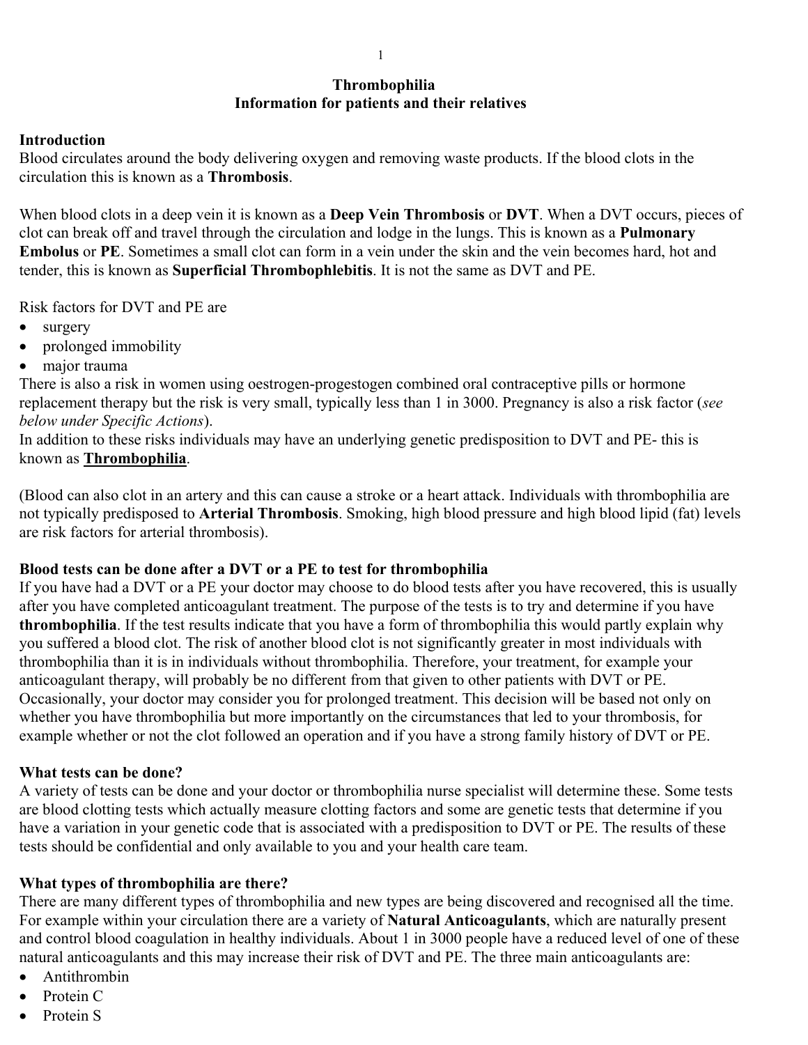# Thrombophilia
## Information for patients and their relatives

### Introduction

Blood circulates around the body delivering oxygen and removing waste products. If the blood clots in the circulation this is known as a **Thrombosis**.

When blood clots in a deep vein it is known as a **Deep Vein Thrombosis** or **DVT**. When a DVT occurs, pieces of clot can break off and travel through the circulation and lodge in the lungs. This is known as a **Pulmonary Embolus** or **PE**. Sometimes a small clot can form in a vein under the skin and the vein becomes hard, hot and tender, this is known as **Superficial Thrombophlebitis**. It is not the same as DVT and PE.

Risk factors for DVT and PE are

- surgery
- prolonged immobility
- major trauma

There is also a risk in women using oestrogen-progestogen combined oral contraceptive pills or hormone replacement therapy but the risk is very small, typically less than 1 in 3000. Pregnancy is also a risk factor (*see below under Specific Actions*).

In addition to these risks individuals may have an underlying genetic predisposition to DVT and PE- this is known as **<u>Thrombophilia</u>**.

(Blood can also clot in an artery and this can cause a stroke or a heart attack. Individuals with thrombophilia are not typically predisposed to **Arterial Thrombosis**. Smoking, high blood pressure and high blood lipid (fat) levels are risk factors for arterial thrombosis).

### Blood tests can be done after a DVT or a PE to test for thrombophilia

If you have had a DVT or a PE your doctor may choose to do blood tests after you have recovered, this is usually after you have completed anticoagulant treatment. The purpose of the tests is to try and determine if you have **thrombophilia**. If the test results indicate that you have a form of thrombophilia this would partly explain why you suffered a blood clot. The risk of another blood clot is not significantly greater in most individuals with thrombophilia than it is in individuals without thrombophilia. Therefore, your treatment, for example your anticoagulant therapy, will probably be no different from that given to other patients with DVT or PE. Occasionally, your doctor may consider you for prolonged treatment. This decision will be based not only on whether you have thrombophilia but more importantly on the circumstances that led to your thrombosis, for example whether or not the clot followed an operation and if you have a strong family history of DVT or PE.

### What tests can be done?

A variety of tests can be done and your doctor or thrombophilia nurse specialist will determine these. Some tests are blood clotting tests which actually measure clotting factors and some are genetic tests that determine if you have a variation in your genetic code that is associated with a predisposition to DVT or PE. The results of these tests should be confidential and only available to you and your health care team.

### What types of thrombophilia are there?

There are many different types of thrombophilia and new types are being discovered and recognised all the time. For example within your circulation there are a variety of **Natural Anticoagulants**, which are naturally present and control blood coagulation in healthy individuals. About 1 in 3000 people have a reduced level of one of these natural anticoagulants and this may increase their risk of DVT and PE. The three main anticoagulants are:

- Antithrombin
- Protein C
- Protein S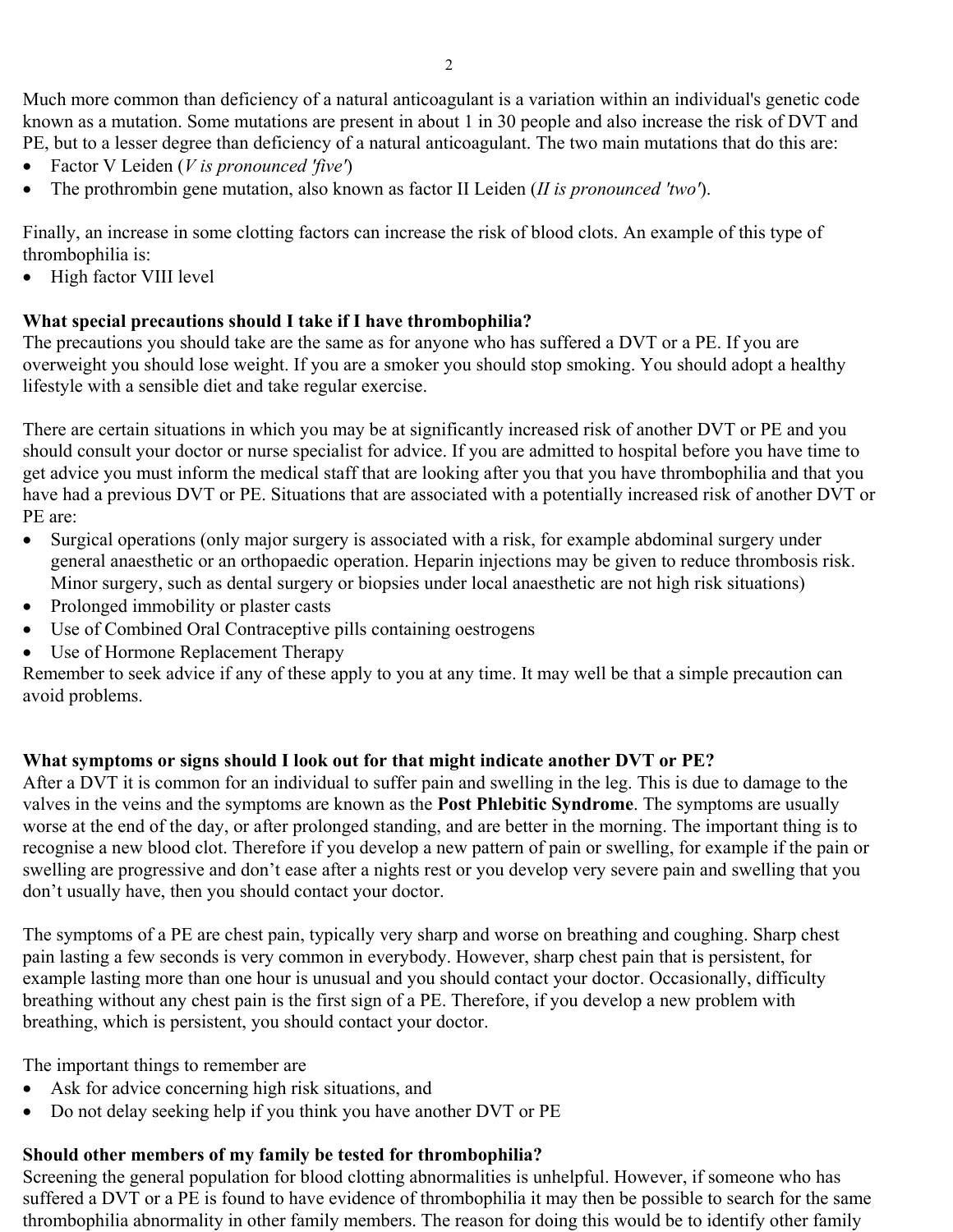Much more common than deficiency of a natural anticoagulant is a variation within an individual's genetic code known as a mutation. Some mutations are present in about 1 in 30 people and also increase the risk of DVT and PE, but to a lesser degree than deficiency of a natural anticoagulant. The two main mutations that do this are:

- Factor V Leiden (*V is pronounced 'five'*)
- The prothrombin gene mutation, also known as factor II Leiden (*II is pronounced 'two'*).

Finally, an increase in some clotting factors can increase the risk of blood clots. An example of this type of thrombophilia is:

- High factor VIII level

**What special precautions should I take if I have thrombophilia?**

The precautions you should take are the same as for anyone who has suffered a DVT or a PE. If you are overweight you should lose weight. If you are a smoker you should stop smoking. You should adopt a healthy lifestyle with a sensible diet and take regular exercise.

There are certain situations in which you may be at significantly increased risk of another DVT or PE and you should consult your doctor or nurse specialist for advice. If you are admitted to hospital before you have time to get advice you must inform the medical staff that are looking after you that you have thrombophilia and that you have had a previous DVT or PE. Situations that are associated with a potentially increased risk of another DVT or PE are:

- Surgical operations (only major surgery is associated with a risk, for example abdominal surgery under general anaesthetic or an orthopaedic operation. Heparin injections may be given to reduce thrombosis risk. Minor surgery, such as dental surgery or biopsies under local anaesthetic are not high risk situations)
- Prolonged immobility or plaster casts
- Use of Combined Oral Contraceptive pills containing oestrogens
- Use of Hormone Replacement Therapy

Remember to seek advice if any of these apply to you at any time. It may well be that a simple precaution can avoid problems.

**What symptoms or signs should I look out for that might indicate another DVT or PE?**

After a DVT it is common for an individual to suffer pain and swelling in the leg. This is due to damage to the valves in the veins and the symptoms are known as the **Post Phlebitic Syndrome**. The symptoms are usually worse at the end of the day, or after prolonged standing, and are better in the morning. The important thing is to recognise a new blood clot. Therefore if you develop a new pattern of pain or swelling, for example if the pain or swelling are progressive and don't ease after a nights rest or you develop very severe pain and swelling that you don't usually have, then you should contact your doctor.

The symptoms of a PE are chest pain, typically very sharp and worse on breathing and coughing. Sharp chest pain lasting a few seconds is very common in everybody. However, sharp chest pain that is persistent, for example lasting more than one hour is unusual and you should contact your doctor. Occasionally, difficulty breathing without any chest pain is the first sign of a PE. Therefore, if you develop a new problem with breathing, which is persistent, you should contact your doctor.

The important things to remember are

- Ask for advice concerning high risk situations, and
- Do not delay seeking help if you think you have another DVT or PE

**Should other members of my family be tested for thrombophilia?**

Screening the general population for blood clotting abnormalities is unhelpful. However, if someone who has suffered a DVT or a PE is found to have evidence of thrombophilia it may then be possible to search for the same thrombophilia abnormality in other family members. The reason for doing this would be to identify other family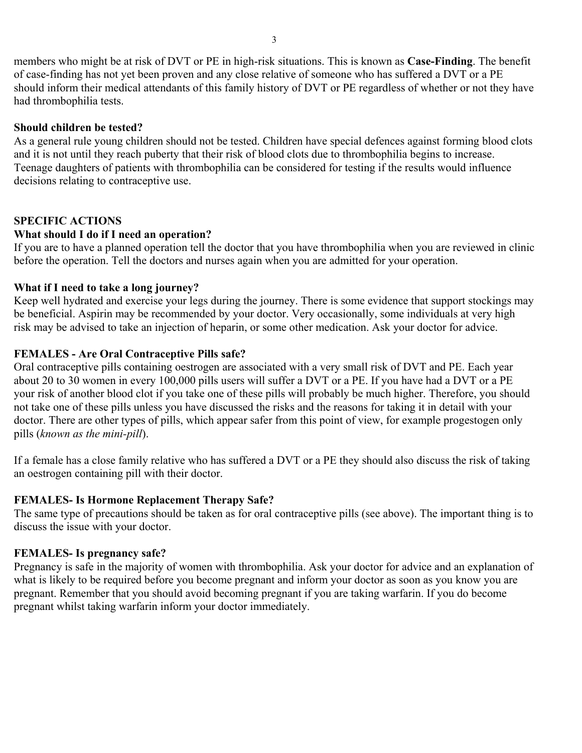members who might be at risk of DVT or PE in high-risk situations. This is known as **Case-Finding**. The benefit of case-finding has not yet been proven and any close relative of someone who has suffered a DVT or a PE should inform their medical attendants of this family history of DVT or PE regardless of whether or not they have had thrombophilia tests.

**Should children be tested?**

As a general rule young children should not be tested. Children have special defences against forming blood clots and it is not until they reach puberty that their risk of blood clots due to thrombophilia begins to increase. Teenage daughters of patients with thrombophilia can be considered for testing if the results would influence decisions relating to contraceptive use.

## SPECIFIC ACTIONS

**What should I do if I need an operation?**

If you are to have a planned operation tell the doctor that you have thrombophilia when you are reviewed in clinic before the operation. Tell the doctors and nurses again when you are admitted for your operation.

**What if I need to take a long journey?**

Keep well hydrated and exercise your legs during the journey. There is some evidence that support stockings may be beneficial. Aspirin may be recommended by your doctor. Very occasionally, some individuals at very high risk may be advised to take an injection of heparin, or some other medication. Ask your doctor for advice.

**FEMALES - Are Oral Contraceptive Pills safe?**

Oral contraceptive pills containing oestrogen are associated with a very small risk of DVT and PE. Each year about 20 to 30 women in every 100,000 pills users will suffer a DVT or a PE. If you have had a DVT or a PE your risk of another blood clot if you take one of these pills will probably be much higher. Therefore, you should not take one of these pills unless you have discussed the risks and the reasons for taking it in detail with your doctor. There are other types of pills, which appear safer from this point of view, for example progestogen only pills (*known as the mini-pill*).

If a female has a close family relative who has suffered a DVT or a PE they should also discuss the risk of taking an oestrogen containing pill with their doctor.

**FEMALES- Is Hormone Replacement Therapy Safe?**

The same type of precautions should be taken as for oral contraceptive pills (see above). The important thing is to discuss the issue with your doctor.

**FEMALES- Is pregnancy safe?**

Pregnancy is safe in the majority of women with thrombophilia. Ask your doctor for advice and an explanation of what is likely to be required before you become pregnant and inform your doctor as soon as you know you are pregnant. Remember that you should avoid becoming pregnant if you are taking warfarin. If you do become pregnant whilst taking warfarin inform your doctor immediately.